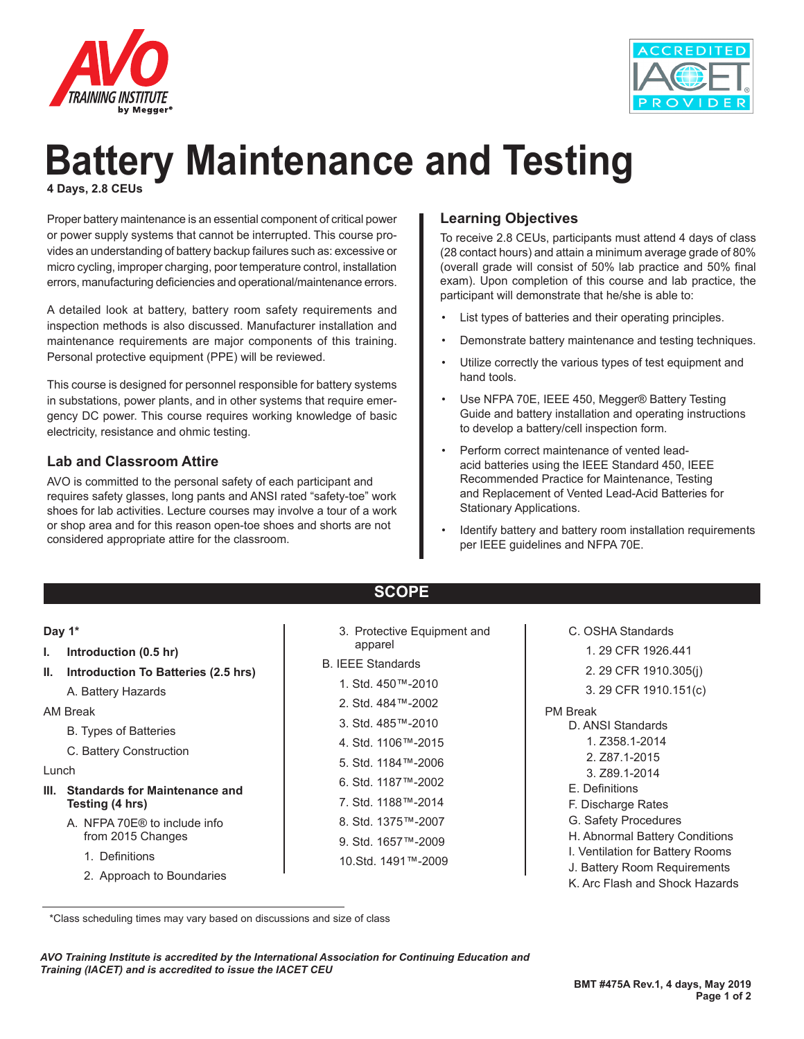# Battery Maintenance and Testing

**4 Days, 2.8 CEUs**

Proper battery maintenance is an essential component of critical power or power supply systems that cannot be interrupted. This course provides an understanding of battery backup failures such as: excessive or micro cycling, improper charging, poor temperature control, installation errors, manufacturing deficiencies and operational/maintenance errors.

A detailed look at battery, battery room safety requirements and inspection methods is also discussed. Manufacturer installation and maintenance requirements are major components of this training. Personal protective equipment (PPE) will be reviewed.

This course is designed for personnel responsible for battery systems in substations, power plants, and in other systems that require emergency DC power. This course requires working knowledge of basic electricity, resistance and ohmic testing.

## Lab and Classroom Attire

AVO is committed to the personal safety of each participant and requires safety glasses, long pants and ANSI rated "safety-toe" work shoes for lab activities. Lecture courses may involve a tour of a work or shop area and for this reason open-toe shoes and shorts are not considered appropriate attire for the classroom.

## Learning Objectives

To receive 2.8 CEUs, participants must attend 4 days of class (28 contact hours) and attain a minimum average grade of 80% (overall grade will consist of 50% lab practice and 50% final exam). Upon completion of this course and lab practice, the participant will demonstrate that he/she is able to:

- List types of batteries and their operating principles.
- Demonstrate battery maintenance and testing techniques.
- Utilize correctly the various types of test equipment and hand tools.
- Use NFPA 70E, IEEE 450, Megger® Battery Testing Guide and battery installation and operating instructions to develop a battery/cell inspection form.
- Perform correct maintenance of vented lead-acid batteries using the IEEE Standard 450, IEEE Recommended Practice for Maintenance, Testing and Replacement of Vented Lead-Acid Batteries for Stationary Applications.
- Identify battery and battery room installation requirements per IEEE guidelines and NFPA 70E.

## SCOPE

**Day 1***

**I. Introduction (0.5 hr)**

**II. Introduction To Batteries (2.5 hrs)**

- A. Battery Hazards

AM Break

- B. Types of Batteries
- C. Battery Construction

Lunch

**III. Standards for Maintenance and Testing (4 hrs)**

- A. NFPA 70E® to include info from 2015 Changes
    1. Definitions
    2. Approach to Boundaries
    3. Protective Equipment and apparel
- B. IEEE Standards
    1. Std. 450™-2010
    2. Std. 484™-2002
    3. Std. 485™-2010
    4. Std. 1106™-2015
    5. Std. 1184™-2006
    6. Std. 1187™-2002
    7. Std. 1188™-2014
    8. Std. 1375™-2007
    9. Std. 1657™-2009
    10. Std. 1491™-2009
- C. OSHA Standards
    1. 29 CFR 1926.441
    2. 29 CFR 1910.305(j)
    3. 29 CFR 1910.151(c)

PM Break

- D. ANSI Standards
    1. Z358.1-2014
    2. Z87.1-2015
    3. Z89.1-2014
- E. Definitions
- F. Discharge Rates
- G. Safety Procedures
- H. Abnormal Battery Conditions
- I. Ventilation for Battery Rooms
- J. Battery Room Requirements
- K. Arc Flash and Shock Hazards

*Class scheduling times may vary based on discussions and size of class

*AVO Training Institute is accredited by the International Association for Continuing Education and Training (IACET) and is accredited to issue the IACET CEU*

**BMT #475A Rev.1, 4 days, May 2019**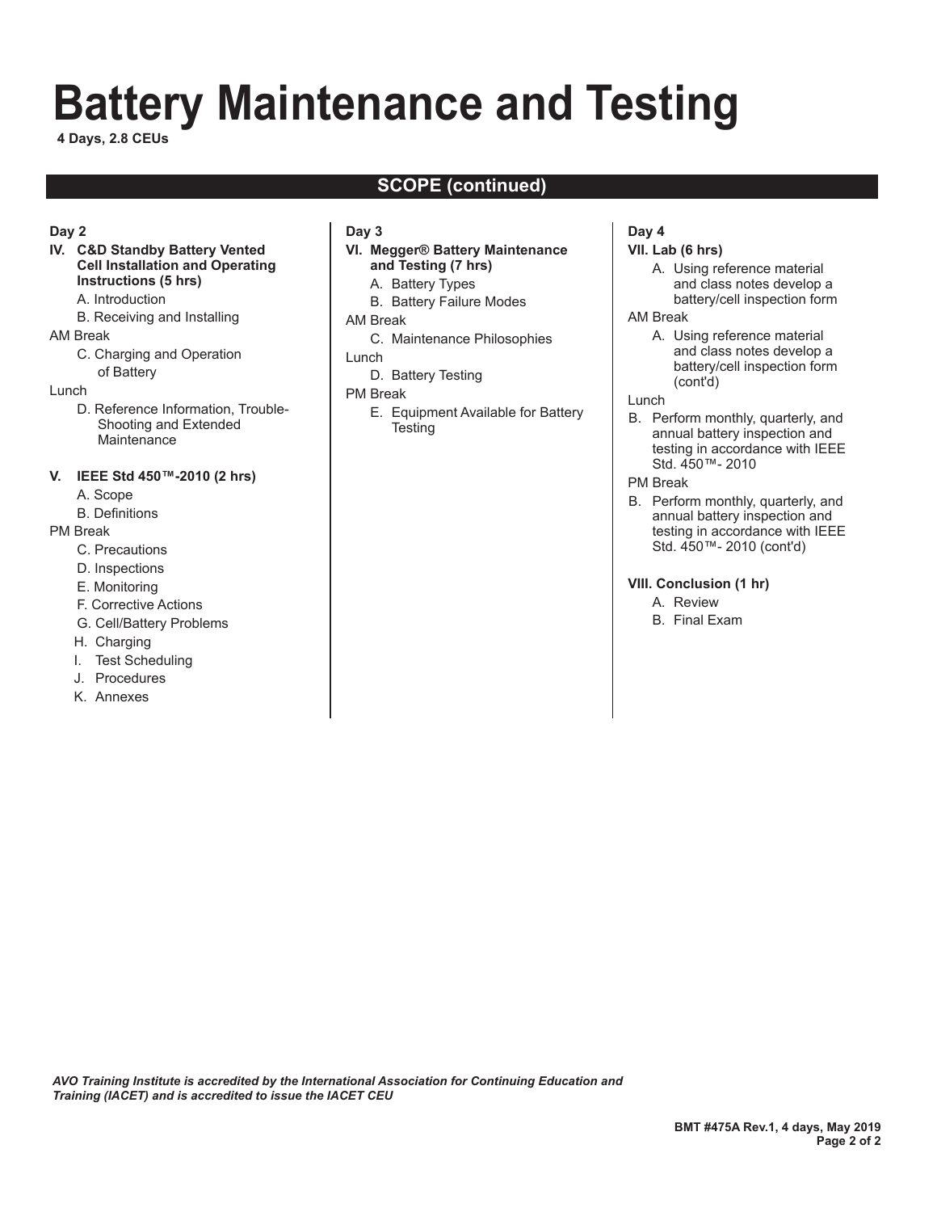# Battery Maintenance and Testing

**4 Days, 2.8 CEUs**

## SCOPE (continued)

**Day 2**

**IV. C&D Standby Battery Vented Cell Installation and Operating Instructions (5 hrs)**

- A. Introduction
- B. Receiving and Installing

AM Break

- C. Charging and Operation of Battery

Lunch

- D. Reference Information, Trouble-Shooting and Extended Maintenance

**V. IEEE Std 450™-2010 (2 hrs)**

- A. Scope
- B. Definitions

PM Break

- C. Precautions
- D. Inspections
- E. Monitoring
- F. Corrective Actions
- G. Cell/Battery Problems
- H. Charging
- I. Test Scheduling
- J. Procedures
- K. Annexes

**Day 3**

**VI. Megger® Battery Maintenance and Testing (7 hrs)**

- A. Battery Types
- B. Battery Failure Modes

AM Break

- C. Maintenance Philosophies

Lunch

- D. Battery Testing

PM Break

- E. Equipment Available for Battery Testing

**Day 4**

**VII. Lab (6 hrs)**

- A. Using reference material and class notes develop a battery/cell inspection form

AM Break

- A. Using reference material and class notes develop a battery/cell inspection form (cont'd)

Lunch

- B. Perform monthly, quarterly, and annual battery inspection and testing in accordance with IEEE Std. 450™- 2010

PM Break

- B. Perform monthly, quarterly, and annual battery inspection and testing in accordance with IEEE Std. 450™- 2010 (cont'd)

**VIII. Conclusion (1 hr)**

- A. Review
- B. Final Exam

*AVO Training Institute is accredited by the International Association for Continuing Education and Training (IACET) and is accredited to issue the IACET CEU*

**BMT #475A Rev.1, 4 days, May 2019**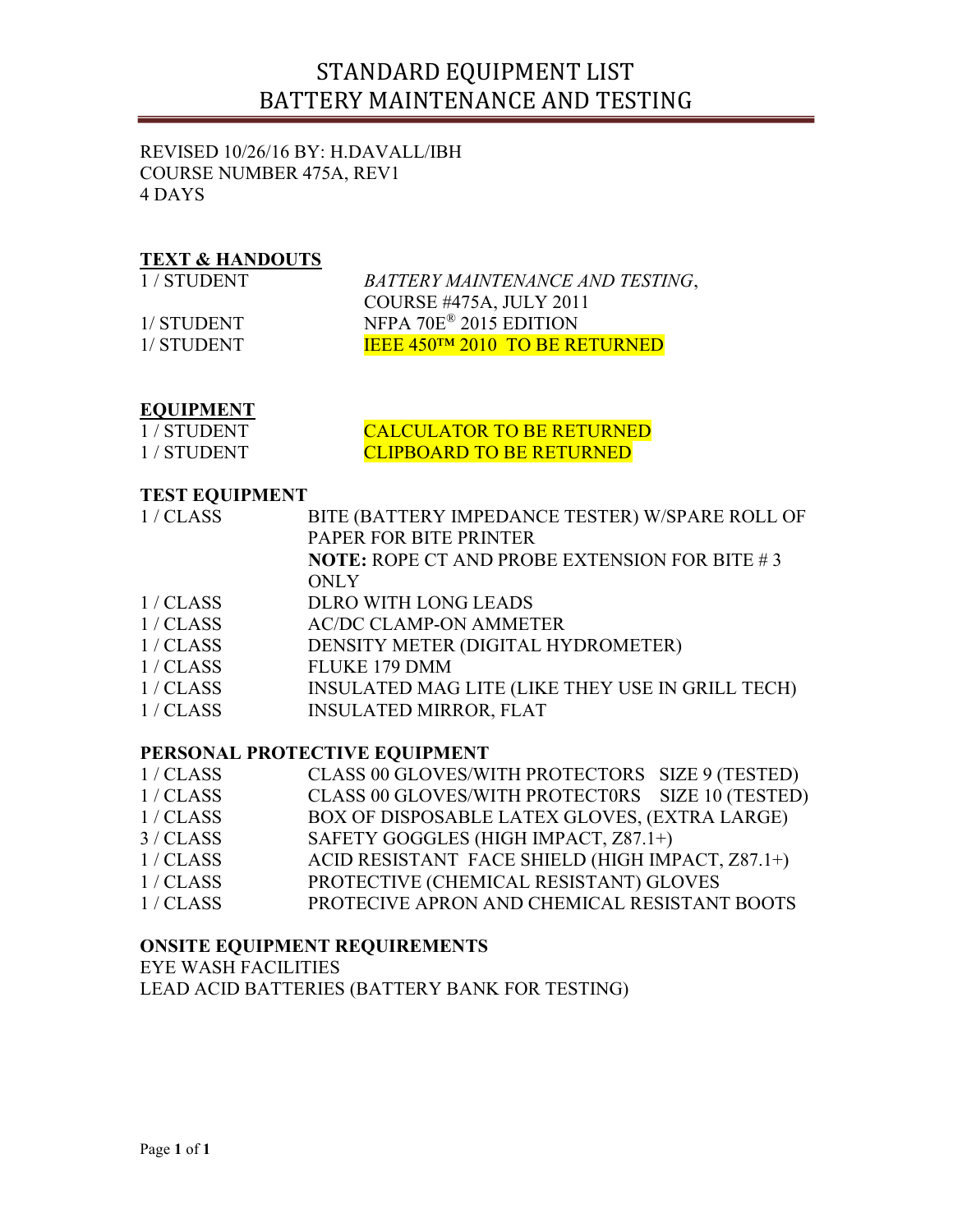# STANDARD EQUIPMENT LIST
# BATTERY MAINTENANCE AND TESTING

REVISED 10/26/16 BY: H.DAVALL/IBH
COURSE NUMBER 475A, REV1
4 DAYS

## TEXT & HANDOUTS

| | |
|---|---|
| 1 / STUDENT | *BATTERY MAINTENANCE AND TESTING*, COURSE #475A, JULY 2011 |
| 1/ STUDENT | NFPA 70E® 2015 EDITION |
| 1/ STUDENT | IEEE 450™ 2010 TO BE RETURNED |

## EQUIPMENT

| | |
|---|---|
| 1 / STUDENT | CALCULATOR TO BE RETURNED |
| 1 / STUDENT | CLIPBOARD TO BE RETURNED |

## TEST EQUIPMENT

| | |
|---|---|
| 1 / CLASS | BITE (BATTERY IMPEDANCE TESTER) W/SPARE ROLL OF PAPER FOR BITE PRINTER<br>**NOTE:** ROPE CT AND PROBE EXTENSION FOR BITE # 3 ONLY |
| 1 / CLASS | DLRO WITH LONG LEADS |
| 1 / CLASS | AC/DC CLAMP-ON AMMETER |
| 1 / CLASS | DENSITY METER (DIGITAL HYDROMETER) |
| 1 / CLASS | FLUKE 179 DMM |
| 1 / CLASS | INSULATED MAG LITE (LIKE THEY USE IN GRILL TECH) |
| 1 / CLASS | INSULATED MIRROR, FLAT |

## PERSONAL PROTECTIVE EQUIPMENT

| | |
|---|---|
| 1 / CLASS | CLASS 00 GLOVES/WITH PROTECTORS SIZE 9 (TESTED) |
| 1 / CLASS | CLASS 00 GLOVES/WITH PROTECT0RS SIZE 10 (TESTED) |
| 1 / CLASS | BOX OF DISPOSABLE LATEX GLOVES, (EXTRA LARGE) |
| 3 / CLASS | SAFETY GOGGLES (HIGH IMPACT, Z87.1+) |
| 1 / CLASS | ACID RESISTANT FACE SHIELD (HIGH IMPACT, Z87.1+) |
| 1 / CLASS | PROTECTIVE (CHEMICAL RESISTANT) GLOVES |
| 1 / CLASS | PROTECIVE APRON AND CHEMICAL RESISTANT BOOTS |

## ONSITE EQUIPMENT REQUIREMENTS

EYE WASH FACILITIES
LEAD ACID BATTERIES (BATTERY BANK FOR TESTING)